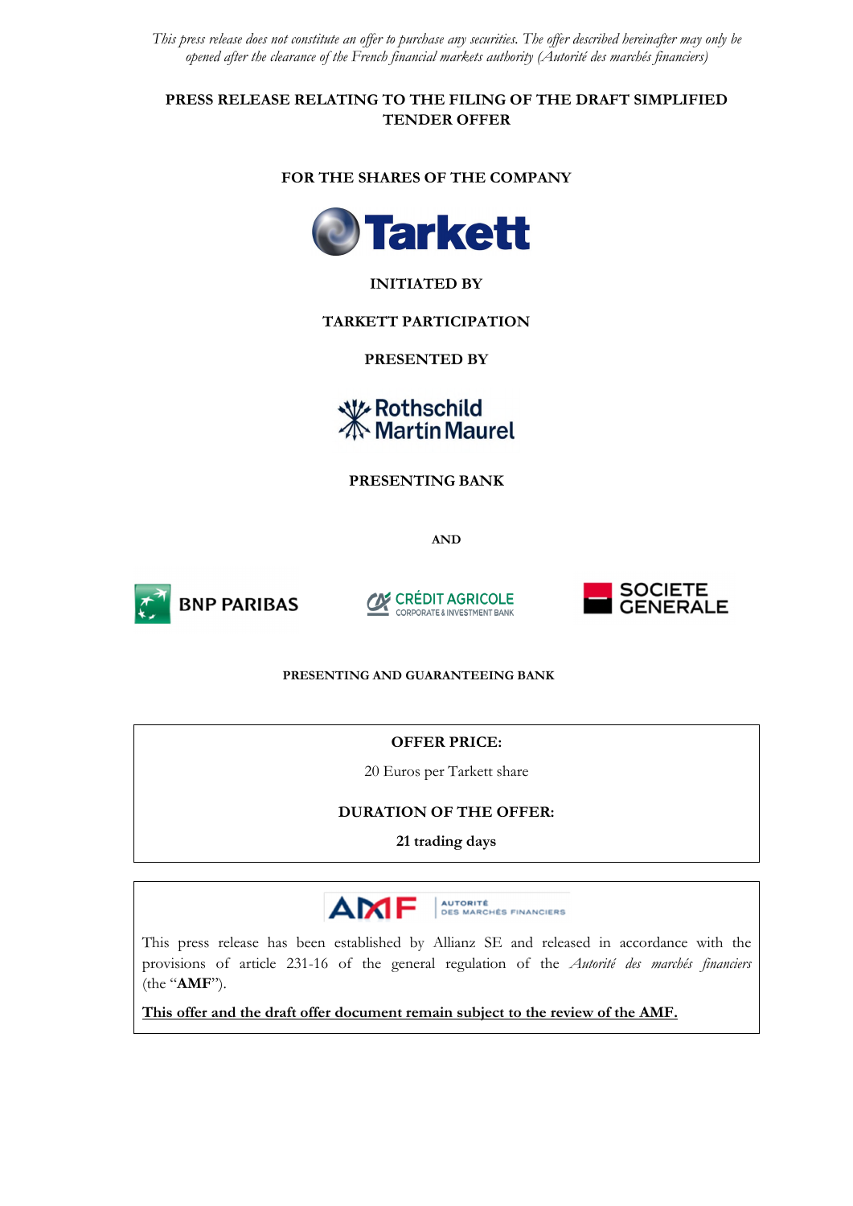*This press release does not constitute an offer to purchase any securities. The offer described hereinafter may only be opened after the clearance of the French financial markets authority (Autorité des marchés financiers)*

# PRESS RELEASE RELATING TO THE FILING OF THE DRAFT SIMPLIFIED TENDER OFFER

**FOR THE SHARES OF THE COMPANY**

**Tarkett**

**INITIATED BY**

**TARKETT PARTICIPATION**

**PRESENTED BY**

Rothschild Martin Maurel

**PRESENTING BANK**

**AND**

BNP PARIBAS

CRÉDIT AGRICOLE CORPORATE & INVESTMENT BANK

SOCIETE GENERALE

**PRESENTING AND GUARANTEEING BANK**

**OFFER PRICE:**

20 Euros per Tarkett share

**DURATION OF THE OFFER:**

**21 trading days**

AMF AUTORITÉ DES MARCHÉS FINANCIERS

This press release has been established by Allianz SE and released in accordance with the provisions of article 231-16 of the general regulation of the *Autorité des marchés financiers* (the "**AMF**").

**This offer and the draft offer document remain subject to the review of the AMF.**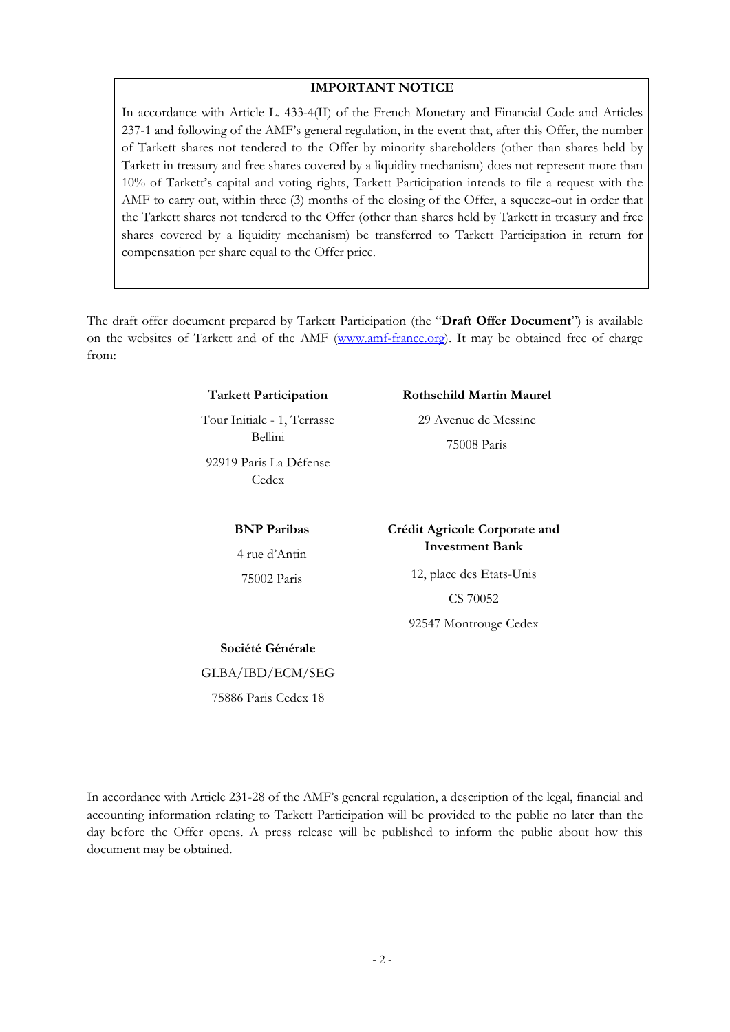**IMPORTANT NOTICE**

In accordance with Article L. 433-4(II) of the French Monetary and Financial Code and Articles 237-1 and following of the AMF's general regulation, in the event that, after this Offer, the number of Tarkett shares not tendered to the Offer by minority shareholders (other than shares held by Tarkett in treasury and free shares covered by a liquidity mechanism) does not represent more than 10% of Tarkett's capital and voting rights, Tarkett Participation intends to file a request with the AMF to carry out, within three (3) months of the closing of the Offer, a squeeze-out in order that the Tarkett shares not tendered to the Offer (other than shares held by Tarkett in treasury and free shares covered by a liquidity mechanism) be transferred to Tarkett Participation in return for compensation per share equal to the Offer price.

The draft offer document prepared by Tarkett Participation (the "**Draft Offer Document**") is available on the websites of Tarkett and of the AMF (www.amf-france.org). It may be obtained free of charge from:

**Tarkett Participation**
Tour Initiale - 1, Terrasse Bellini
92919 Paris La Défense Cedex

**Rothschild Martin Maurel**
29 Avenue de Messine
75008 Paris

**BNP Paribas**
4 rue d'Antin
75002 Paris

**Crédit Agricole Corporate and Investment Bank**
12, place des Etats-Unis
CS 70052
92547 Montrouge Cedex

**Société Générale**
GLBA/IBD/ECM/SEG
75886 Paris Cedex 18

In accordance with Article 231-28 of the AMF's general regulation, a description of the legal, financial and accounting information relating to Tarkett Participation will be provided to the public no later than the day before the Offer opens. A press release will be published to inform the public about how this document may be obtained.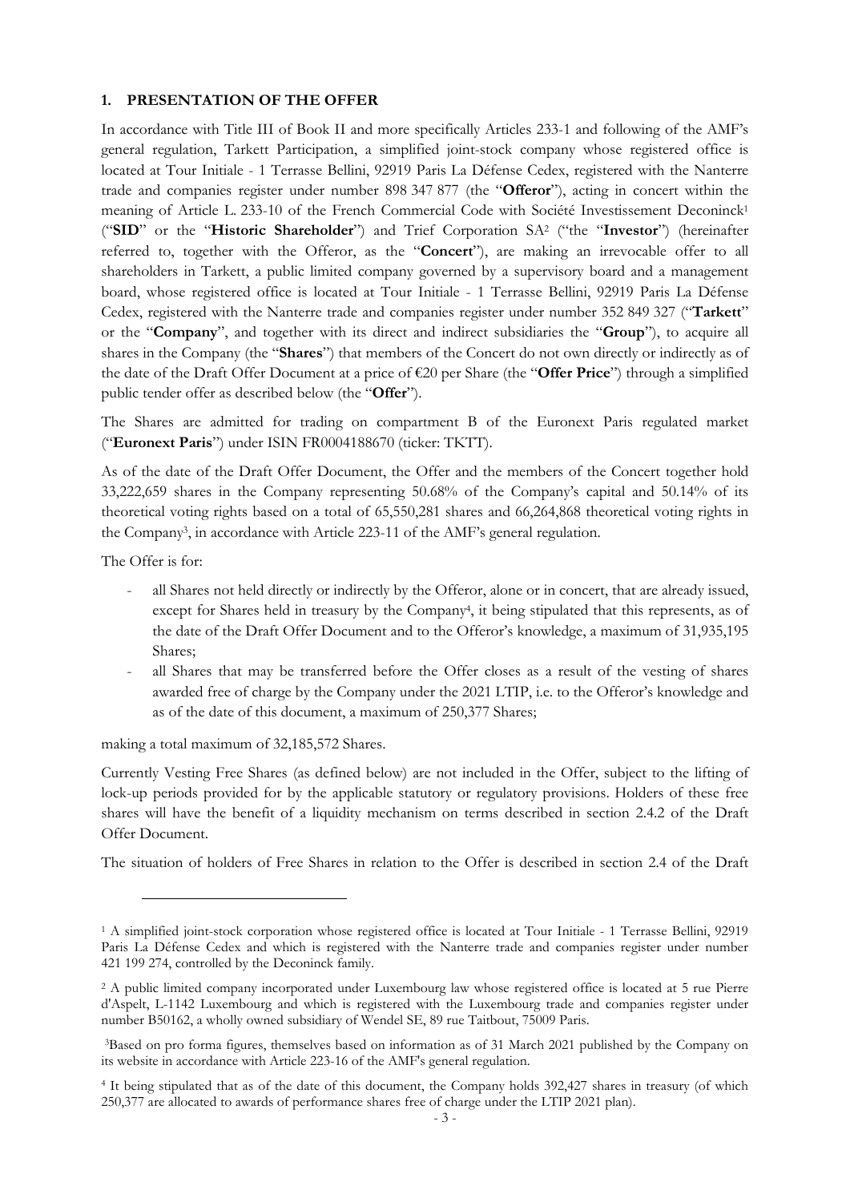## 1. PRESENTATION OF THE OFFER

In accordance with Title III of Book II and more specifically Articles 233-1 and following of the AMF's general regulation, Tarkett Participation, a simplified joint-stock company whose registered office is located at Tour Initiale - 1 Terrasse Bellini, 92919 Paris La Défense Cedex, registered with the Nanterre trade and companies register under number 898 347 877 (the "**Offeror**"), acting in concert within the meaning of Article L. 233-10 of the French Commercial Code with Société Investissement Deconinck[1] ("**SID**" or the "**Historic Shareholder**") and Trief Corporation SA[2] ("the "**Investor**") (hereinafter referred to, together with the Offeror, as the "**Concert**"), are making an irrevocable offer to all shareholders in Tarkett, a public limited company governed by a supervisory board and a management board, whose registered office is located at Tour Initiale - 1 Terrasse Bellini, 92919 Paris La Défense Cedex, registered with the Nanterre trade and companies register under number 352 849 327 ("**Tarkett**" or the "**Company**", and together with its direct and indirect subsidiaries the "**Group**"), to acquire all shares in the Company (the "**Shares**") that members of the Concert do not own directly or indirectly as of the date of the Draft Offer Document at a price of €20 per Share (the "**Offer Price**") through a simplified public tender offer as described below (the "**Offer**").

The Shares are admitted for trading on compartment B of the Euronext Paris regulated market ("**Euronext Paris**") under ISIN FR0004188670 (ticker: TKTT).

As of the date of the Draft Offer Document, the Offer and the members of the Concert together hold 33,222,659 shares in the Company representing 50.68% of the Company's capital and 50.14% of its theoretical voting rights based on a total of 65,550,281 shares and 66,264,868 theoretical voting rights in the Company[3], in accordance with Article 223-11 of the AMF's general regulation.

The Offer is for:

- all Shares not held directly or indirectly by the Offeror, alone or in concert, that are already issued, except for Shares held in treasury by the Company[4], it being stipulated that this represents, as of the date of the Draft Offer Document and to the Offeror's knowledge, a maximum of 31,935,195 Shares;
- all Shares that may be transferred before the Offer closes as a result of the vesting of shares awarded free of charge by the Company under the 2021 LTIP, i.e. to the Offeror's knowledge and as of the date of this document, a maximum of 250,377 Shares;

making a total maximum of 32,185,572 Shares.

Currently Vesting Free Shares (as defined below) are not included in the Offer, subject to the lifting of lock-up periods provided for by the applicable statutory or regulatory provisions. Holders of these free shares will have the benefit of a liquidity mechanism on terms described in section 2.4.2 of the Draft Offer Document.

The situation of holders of Free Shares in relation to the Offer is described in section 2.4 of the Draft

---

[1] A simplified joint-stock corporation whose registered office is located at Tour Initiale - 1 Terrasse Bellini, 92919 Paris La Défense Cedex and which is registered with the Nanterre trade and companies register under number 421 199 274, controlled by the Deconinck family.

[2] A public limited company incorporated under Luxembourg law whose registered office is located at 5 rue Pierre d'Aspelt, L-1142 Luxembourg and which is registered with the Luxembourg trade and companies register under number B50162, a wholly owned subsidiary of Wendel SE, 89 rue Taitbout, 75009 Paris.

[3] Based on pro forma figures, themselves based on information as of 31 March 2021 published by the Company on its website in accordance with Article 223-16 of the AMF's general regulation.

[4] It being stipulated that as of the date of this document, the Company holds 392,427 shares in treasury (of which 250,377 are allocated to awards of performance shares free of charge under the LTIP 2021 plan).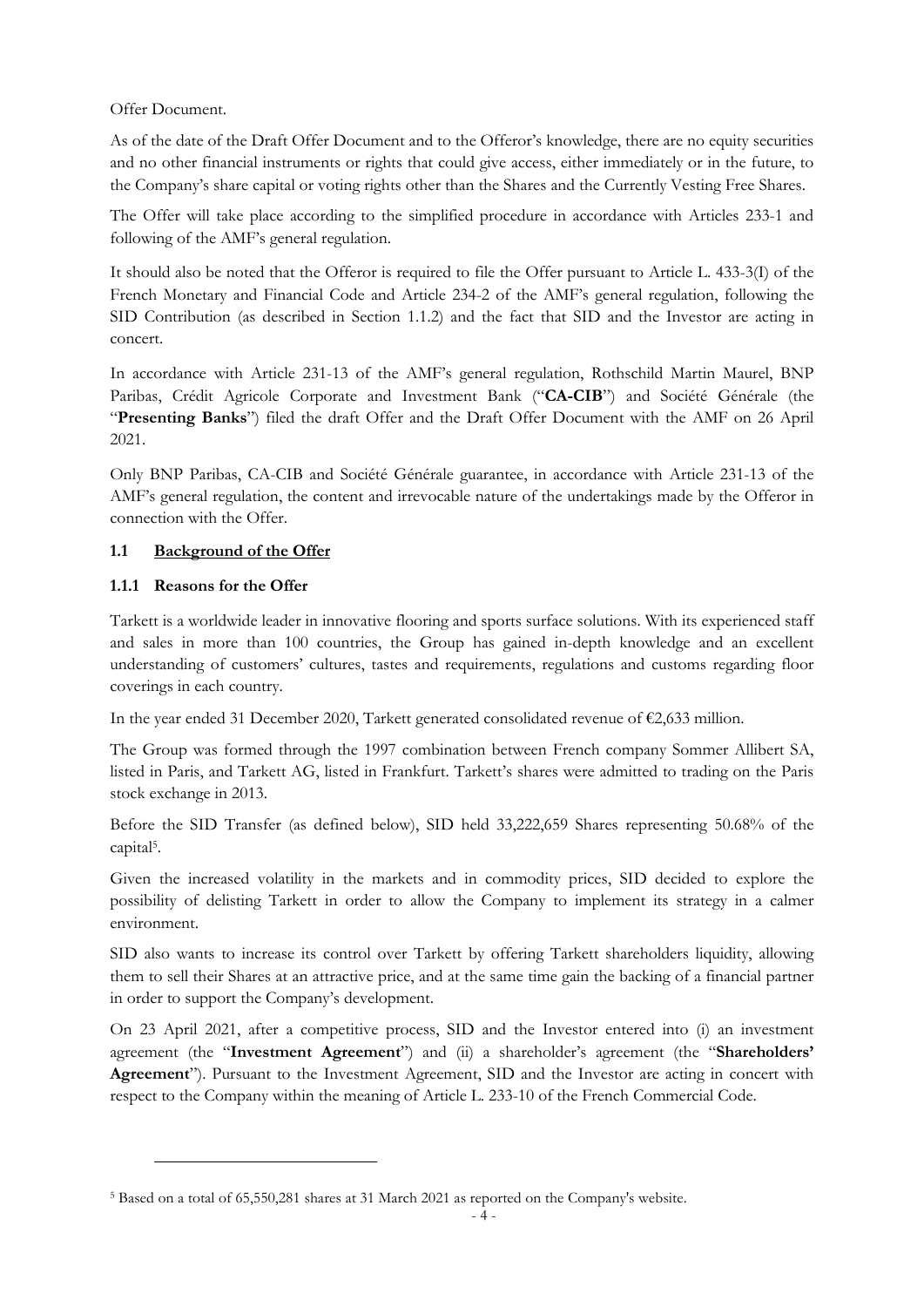Offer Document.

As of the date of the Draft Offer Document and to the Offeror's knowledge, there are no equity securities and no other financial instruments or rights that could give access, either immediately or in the future, to the Company's share capital or voting rights other than the Shares and the Currently Vesting Free Shares.

The Offer will take place according to the simplified procedure in accordance with Articles 233-1 and following of the AMF's general regulation.

It should also be noted that the Offeror is required to file the Offer pursuant to Article L. 433-3(I) of the French Monetary and Financial Code and Article 234-2 of the AMF's general regulation, following the SID Contribution (as described in Section 1.1.2) and the fact that SID and the Investor are acting in concert.

In accordance with Article 231-13 of the AMF's general regulation, Rothschild Martin Maurel, BNP Paribas, Crédit Agricole Corporate and Investment Bank ("**CA-CIB**") and Société Générale (the "**Presenting Banks**") filed the draft Offer and the Draft Offer Document with the AMF on 26 April 2021.

Only BNP Paribas, CA-CIB and Société Générale guarantee, in accordance with Article 231-13 of the AMF's general regulation, the content and irrevocable nature of the undertakings made by the Offeror in connection with the Offer.

## 1.1 Background of the Offer

### 1.1.1 Reasons for the Offer

Tarkett is a worldwide leader in innovative flooring and sports surface solutions. With its experienced staff and sales in more than 100 countries, the Group has gained in-depth knowledge and an excellent understanding of customers' cultures, tastes and requirements, regulations and customs regarding floor coverings in each country.

In the year ended 31 December 2020, Tarkett generated consolidated revenue of €2,633 million.

The Group was formed through the 1997 combination between French company Sommer Allibert SA, listed in Paris, and Tarkett AG, listed in Frankfurt. Tarkett's shares were admitted to trading on the Paris stock exchange in 2013.

Before the SID Transfer (as defined below), SID held 33,222,659 Shares representing 50.68% of the capital[5].

Given the increased volatility in the markets and in commodity prices, SID decided to explore the possibility of delisting Tarkett in order to allow the Company to implement its strategy in a calmer environment.

SID also wants to increase its control over Tarkett by offering Tarkett shareholders liquidity, allowing them to sell their Shares at an attractive price, and at the same time gain the backing of a financial partner in order to support the Company's development.

On 23 April 2021, after a competitive process, SID and the Investor entered into (i) an investment agreement (the "**Investment Agreement**") and (ii) a shareholder's agreement (the "**Shareholders' Agreement**"). Pursuant to the Investment Agreement, SID and the Investor are acting in concert with respect to the Company within the meaning of Article L. 233-10 of the French Commercial Code.

[5] Based on a total of 65,550,281 shares at 31 March 2021 as reported on the Company's website.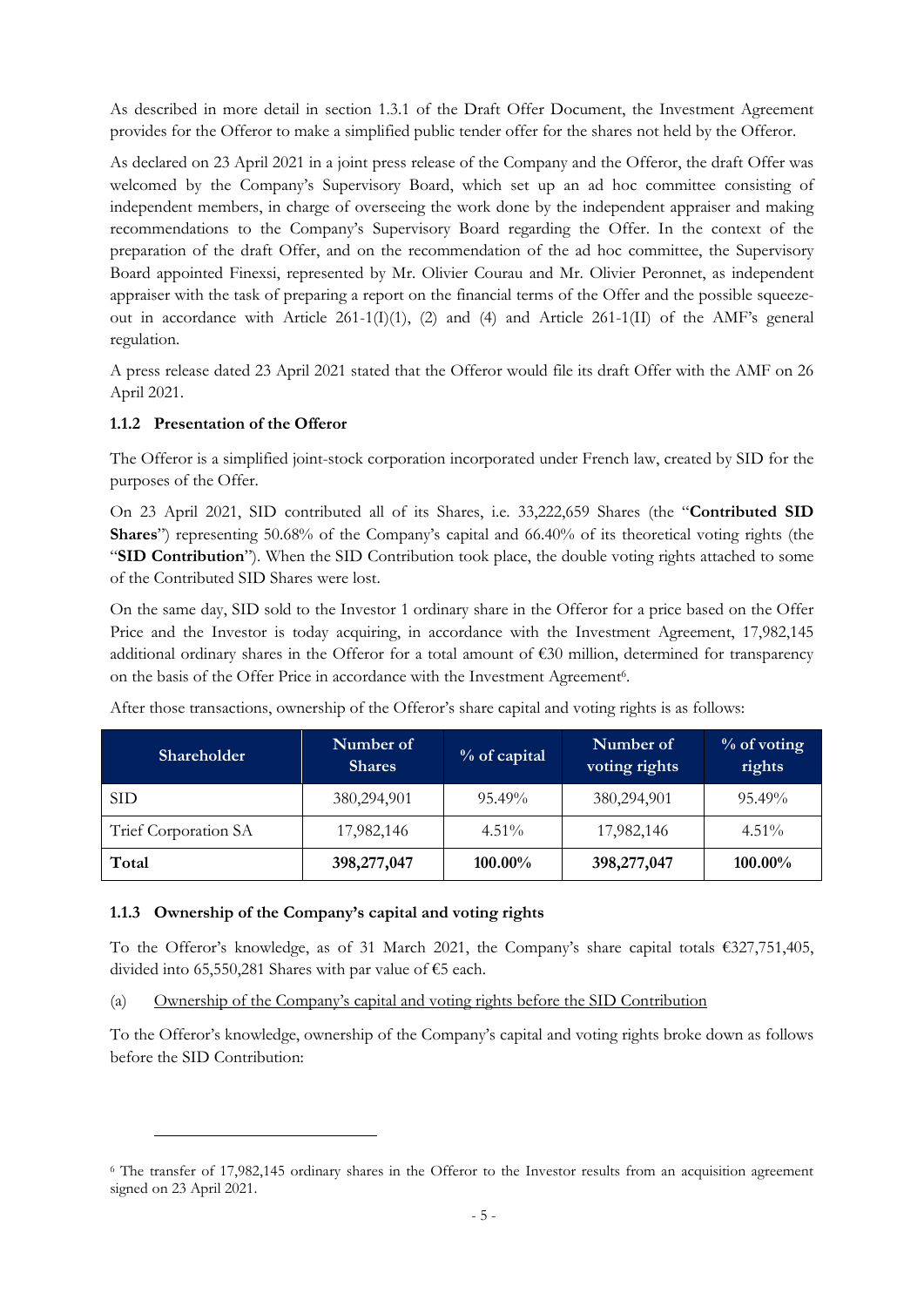As described in more detail in section 1.3.1 of the Draft Offer Document, the Investment Agreement provides for the Offeror to make a simplified public tender offer for the shares not held by the Offeror.

As declared on 23 April 2021 in a joint press release of the Company and the Offeror, the draft Offer was welcomed by the Company's Supervisory Board, which set up an ad hoc committee consisting of independent members, in charge of overseeing the work done by the independent appraiser and making recommendations to the Company's Supervisory Board regarding the Offer. In the context of the preparation of the draft Offer, and on the recommendation of the ad hoc committee, the Supervisory Board appointed Finexsi, represented by Mr. Olivier Courau and Mr. Olivier Peronnet, as independent appraiser with the task of preparing a report on the financial terms of the Offer and the possible squeeze-out in accordance with Article 261-1(I)(1), (2) and (4) and Article 261-1(II) of the AMF's general regulation.

A press release dated 23 April 2021 stated that the Offeror would file its draft Offer with the AMF on 26 April 2021.

### 1.1.2 Presentation of the Offeror

The Offeror is a simplified joint-stock corporation incorporated under French law, created by SID for the purposes of the Offer.

On 23 April 2021, SID contributed all of its Shares, i.e. 33,222,659 Shares (the "**Contributed SID Shares**") representing 50.68% of the Company's capital and 66.40% of its theoretical voting rights (the "**SID Contribution**"). When the SID Contribution took place, the double voting rights attached to some of the Contributed SID Shares were lost.

On the same day, SID sold to the Investor 1 ordinary share in the Offeror for a price based on the Offer Price and the Investor is today acquiring, in accordance with the Investment Agreement, 17,982,145 additional ordinary shares in the Offeror for a total amount of €30 million, determined for transparency on the basis of the Offer Price in accordance with the Investment Agreement[6].

After those transactions, ownership of the Offeror's share capital and voting rights is as follows:

| Shareholder | Number of Shares | % of capital | Number of voting rights | % of voting rights |
|---|---|---|---|---|
| SID | 380,294,901 | 95.49% | 380,294,901 | 95.49% |
| Trief Corporation SA | 17,982,146 | 4.51% | 17,982,146 | 4.51% |
| **Total** | **398,277,047** | **100.00%** | **398,277,047** | **100.00%** |

### 1.1.3 Ownership of the Company's capital and voting rights

To the Offeror's knowledge, as of 31 March 2021, the Company's share capital totals €327,751,405, divided into 65,550,281 Shares with par value of €5 each.

(a) Ownership of the Company's capital and voting rights before the SID Contribution

To the Offeror's knowledge, ownership of the Company's capital and voting rights broke down as follows before the SID Contribution:

[6] The transfer of 17,982,145 ordinary shares in the Offeror to the Investor results from an acquisition agreement signed on 23 April 2021.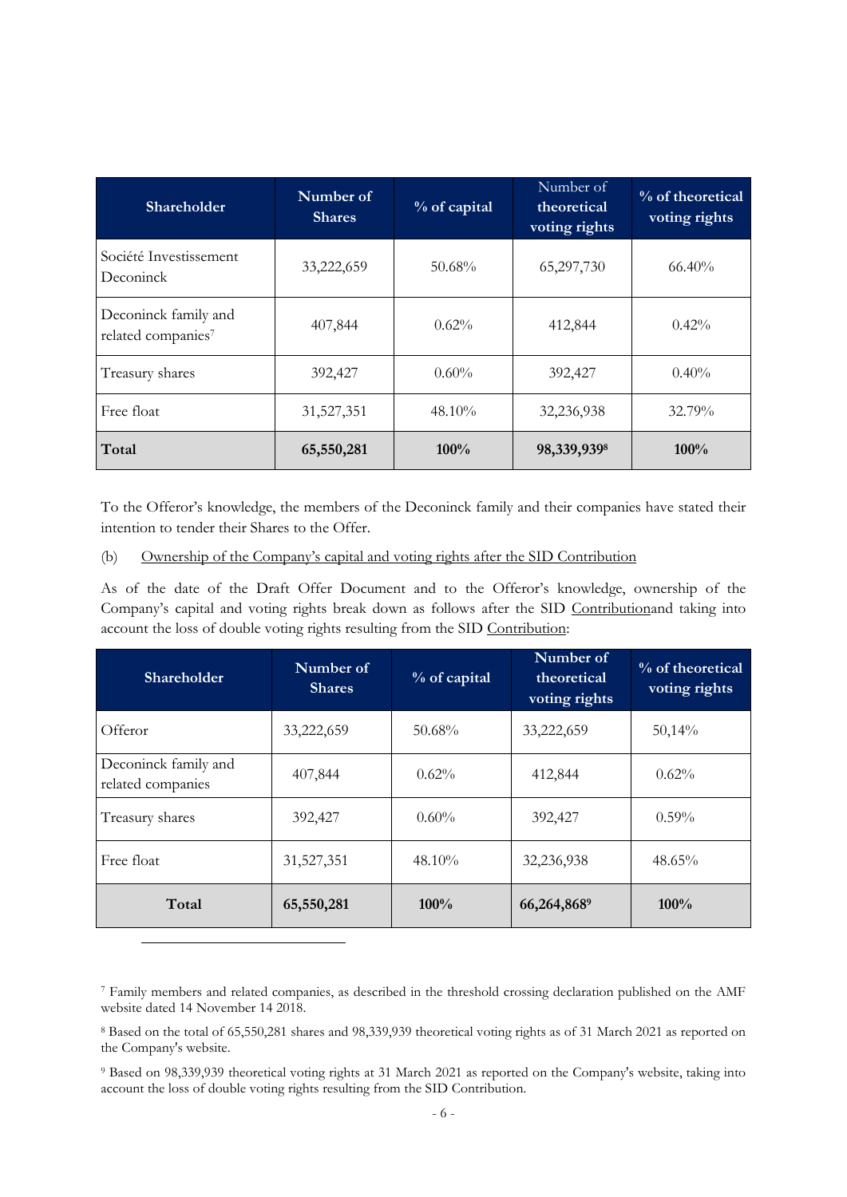| Shareholder | Number of Shares | % of capital | Number of theoretical voting rights | % of theoretical voting rights |
|---|---|---|---|---|
| Société Investissement Deconinck | 33,222,659 | 50.68% | 65,297,730 | 66.40% |
| Deconinck family and related companies[7] | 407,844 | 0.62% | 412,844 | 0.42% |
| Treasury shares | 392,427 | 0.60% | 392,427 | 0.40% |
| Free float | 31,527,351 | 48.10% | 32,236,938 | 32.79% |
| **Total** | **65,550,281** | **100%** | **98,339,939[8]** | **100%** |

To the Offeror's knowledge, the members of the Deconinck family and their companies have stated their intention to tender their Shares to the Offer.

(b) Ownership of the Company's capital and voting rights after the SID Contribution

As of the date of the Draft Offer Document and to the Offeror's knowledge, ownership of the Company's capital and voting rights break down as follows after the SID Contributionand taking into account the loss of double voting rights resulting from the SID Contribution:

| Shareholder | Number of Shares | % of capital | Number of theoretical voting rights | % of theoretical voting rights |
|---|---|---|---|---|
| Offeror | 33,222,659 | 50.68% | 33,222,659 | 50,14% |
| Deconinck family and related companies | 407,844 | 0.62% | 412,844 | 0.62% |
| Treasury shares | 392,427 | 0.60% | 392,427 | 0.59% |
| Free float | 31,527,351 | 48.10% | 32,236,938 | 48.65% |
| **Total** | **65,550,281** | **100%** | **66,264,868[9]** | **100%** |

[7] Family members and related companies, as described in the threshold crossing declaration published on the AMF website dated 14 November 14 2018.

[8] Based on the total of 65,550,281 shares and 98,339,939 theoretical voting rights as of 31 March 2021 as reported on the Company's website.

[9] Based on 98,339,939 theoretical voting rights at 31 March 2021 as reported on the Company's website, taking into account the loss of double voting rights resulting from the SID Contribution.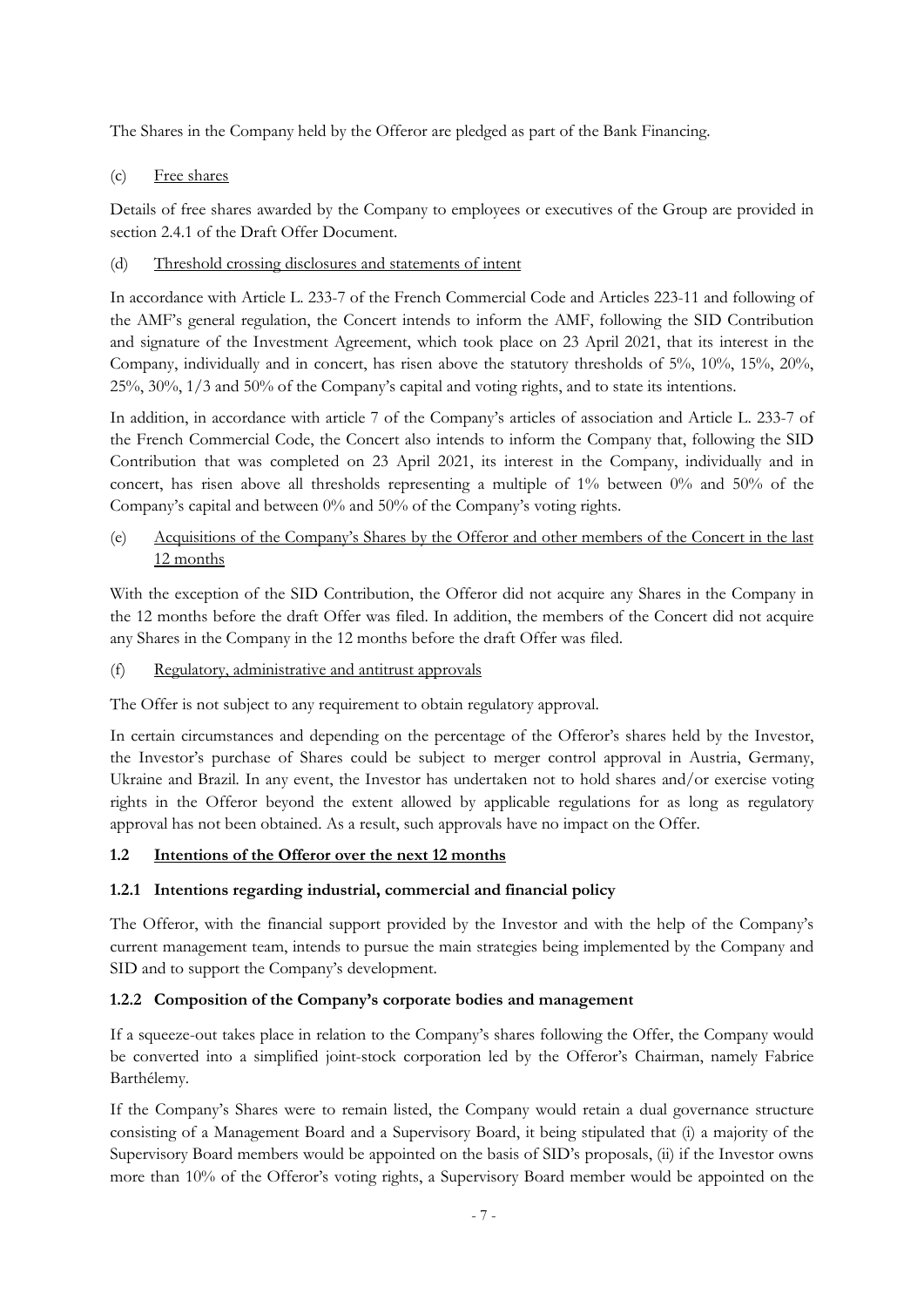The Shares in the Company held by the Offeror are pledged as part of the Bank Financing.

(c) Free shares

Details of free shares awarded by the Company to employees or executives of the Group are provided in section 2.4.1 of the Draft Offer Document.

(d) Threshold crossing disclosures and statements of intent

In accordance with Article L. 233-7 of the French Commercial Code and Articles 223-11 and following of the AMF's general regulation, the Concert intends to inform the AMF, following the SID Contribution and signature of the Investment Agreement, which took place on 23 April 2021, that its interest in the Company, individually and in concert, has risen above the statutory thresholds of 5%, 10%, 15%, 20%, 25%, 30%, 1/3 and 50% of the Company's capital and voting rights, and to state its intentions.

In addition, in accordance with article 7 of the Company's articles of association and Article L. 233-7 of the French Commercial Code, the Concert also intends to inform the Company that, following the SID Contribution that was completed on 23 April 2021, its interest in the Company, individually and in concert, has risen above all thresholds representing a multiple of 1% between 0% and 50% of the Company's capital and between 0% and 50% of the Company's voting rights.

(e) Acquisitions of the Company's Shares by the Offeror and other members of the Concert in the last 12 months

With the exception of the SID Contribution, the Offeror did not acquire any Shares in the Company in the 12 months before the draft Offer was filed. In addition, the members of the Concert did not acquire any Shares in the Company in the 12 months before the draft Offer was filed.

(f) Regulatory, administrative and antitrust approvals

The Offer is not subject to any requirement to obtain regulatory approval.

In certain circumstances and depending on the percentage of the Offeror's shares held by the Investor, the Investor's purchase of Shares could be subject to merger control approval in Austria, Germany, Ukraine and Brazil. In any event, the Investor has undertaken not to hold shares and/or exercise voting rights in the Offeror beyond the extent allowed by applicable regulations for as long as regulatory approval has not been obtained. As a result, such approvals have no impact on the Offer.

## 1.2 Intentions of the Offeror over the next 12 months

### 1.2.1 Intentions regarding industrial, commercial and financial policy

The Offeror, with the financial support provided by the Investor and with the help of the Company's current management team, intends to pursue the main strategies being implemented by the Company and SID and to support the Company's development.

### 1.2.2 Composition of the Company's corporate bodies and management

If a squeeze-out takes place in relation to the Company's shares following the Offer, the Company would be converted into a simplified joint-stock corporation led by the Offeror's Chairman, namely Fabrice Barthélemy.

If the Company's Shares were to remain listed, the Company would retain a dual governance structure consisting of a Management Board and a Supervisory Board, it being stipulated that (i) a majority of the Supervisory Board members would be appointed on the basis of SID's proposals, (ii) if the Investor owns more than 10% of the Offeror's voting rights, a Supervisory Board member would be appointed on the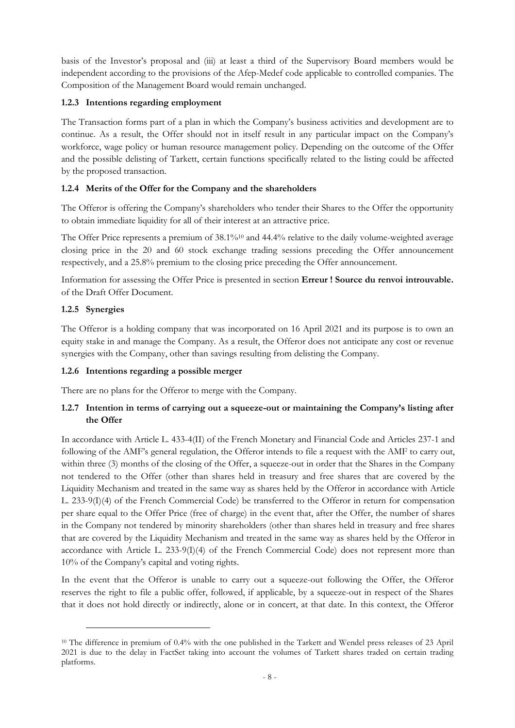basis of the Investor's proposal and (iii) at least a third of the Supervisory Board members would be independent according to the provisions of the Afep-Medef code applicable to controlled companies. The Composition of the Management Board would remain unchanged.

### 1.2.3 Intentions regarding employment

The Transaction forms part of a plan in which the Company's business activities and development are to continue. As a result, the Offer should not in itself result in any particular impact on the Company's workforce, wage policy or human resource management policy. Depending on the outcome of the Offer and the possible delisting of Tarkett, certain functions specifically related to the listing could be affected by the proposed transaction.

### 1.2.4 Merits of the Offer for the Company and the shareholders

The Offeror is offering the Company's shareholders who tender their Shares to the Offer the opportunity to obtain immediate liquidity for all of their interest at an attractive price.

The Offer Price represents a premium of 38.1%[10] and 44.4% relative to the daily volume-weighted average closing price in the 20 and 60 stock exchange trading sessions preceding the Offer announcement respectively, and a 25.8% premium to the closing price preceding the Offer announcement.

Information for assessing the Offer Price is presented in section **Erreur ! Source du renvoi introuvable.** of the Draft Offer Document.

### 1.2.5 Synergies

The Offeror is a holding company that was incorporated on 16 April 2021 and its purpose is to own an equity stake in and manage the Company. As a result, the Offeror does not anticipate any cost or revenue synergies with the Company, other than savings resulting from delisting the Company.

### 1.2.6 Intentions regarding a possible merger

There are no plans for the Offeror to merge with the Company.

### 1.2.7 Intention in terms of carrying out a squeeze-out or maintaining the Company's listing after the Offer

In accordance with Article L. 433-4(II) of the French Monetary and Financial Code and Articles 237-1 and following of the AMF's general regulation, the Offeror intends to file a request with the AMF to carry out, within three (3) months of the closing of the Offer, a squeeze-out in order that the Shares in the Company not tendered to the Offer (other than shares held in treasury and free shares that are covered by the Liquidity Mechanism and treated in the same way as shares held by the Offeror in accordance with Article L. 233-9(I)(4) of the French Commercial Code) be transferred to the Offeror in return for compensation per share equal to the Offer Price (free of charge) in the event that, after the Offer, the number of shares in the Company not tendered by minority shareholders (other than shares held in treasury and free shares that are covered by the Liquidity Mechanism and treated in the same way as shares held by the Offeror in accordance with Article L. 233-9(I)(4) of the French Commercial Code) does not represent more than 10% of the Company's capital and voting rights.

In the event that the Offeror is unable to carry out a squeeze-out following the Offer, the Offeror reserves the right to file a public offer, followed, if applicable, by a squeeze-out in respect of the Shares that it does not hold directly or indirectly, alone or in concert, at that date. In this context, the Offeror

---

[10] The difference in premium of 0.4% with the one published in the Tarkett and Wendel press releases of 23 April 2021 is due to the delay in FactSet taking into account the volumes of Tarkett shares traded on certain trading platforms.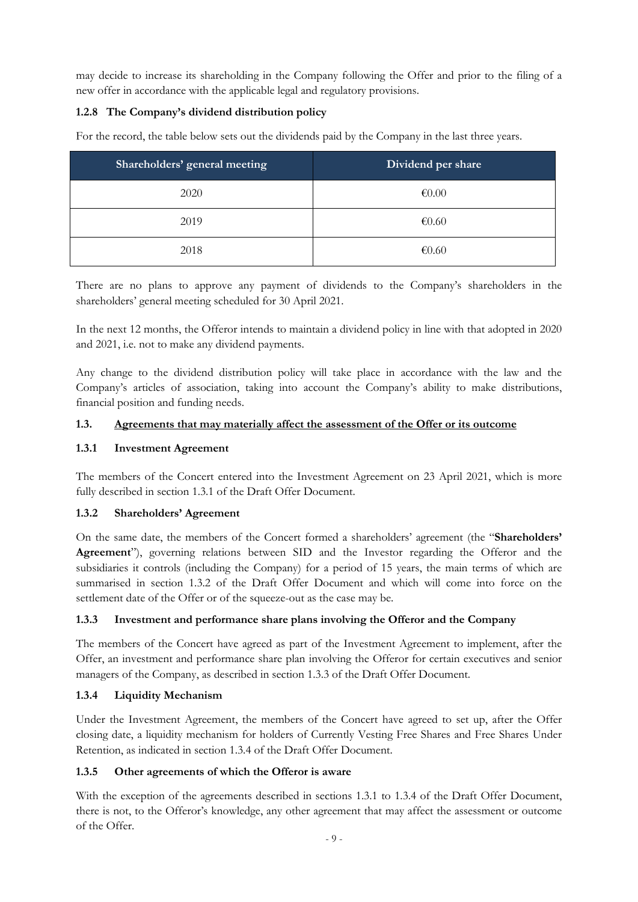may decide to increase its shareholding in the Company following the Offer and prior to the filing of a new offer in accordance with the applicable legal and regulatory provisions.

#### 1.2.8 The Company's dividend distribution policy

For the record, the table below sets out the dividends paid by the Company in the last three years.

| Shareholders' general meeting | Dividend per share |
|---|---|
| 2020 | €0.00 |
| 2019 | €0.60 |
| 2018 | €0.60 |

There are no plans to approve any payment of dividends to the Company's shareholders in the shareholders' general meeting scheduled for 30 April 2021.

In the next 12 months, the Offeror intends to maintain a dividend policy in line with that adopted in 2020 and 2021, i.e. not to make any dividend payments.

Any change to the dividend distribution policy will take place in accordance with the law and the Company's articles of association, taking into account the Company's ability to make distributions, financial position and funding needs.

### 1.3. Agreements that may materially affect the assessment of the Offer or its outcome

#### 1.3.1 Investment Agreement

The members of the Concert entered into the Investment Agreement on 23 April 2021, which is more fully described in section 1.3.1 of the Draft Offer Document.

#### 1.3.2 Shareholders' Agreement

On the same date, the members of the Concert formed a shareholders' agreement (the "**Shareholders' Agreement**"), governing relations between SID and the Investor regarding the Offeror and the subsidiaries it controls (including the Company) for a period of 15 years, the main terms of which are summarised in section 1.3.2 of the Draft Offer Document and which will come into force on the settlement date of the Offer or of the squeeze-out as the case may be.

#### 1.3.3 Investment and performance share plans involving the Offeror and the Company

The members of the Concert have agreed as part of the Investment Agreement to implement, after the Offer, an investment and performance share plan involving the Offeror for certain executives and senior managers of the Company, as described in section 1.3.3 of the Draft Offer Document.

#### 1.3.4 Liquidity Mechanism

Under the Investment Agreement, the members of the Concert have agreed to set up, after the Offer closing date, a liquidity mechanism for holders of Currently Vesting Free Shares and Free Shares Under Retention, as indicated in section 1.3.4 of the Draft Offer Document.

#### 1.3.5 Other agreements of which the Offeror is aware

With the exception of the agreements described in sections 1.3.1 to 1.3.4 of the Draft Offer Document, there is not, to the Offeror's knowledge, any other agreement that may affect the assessment or outcome of the Offer.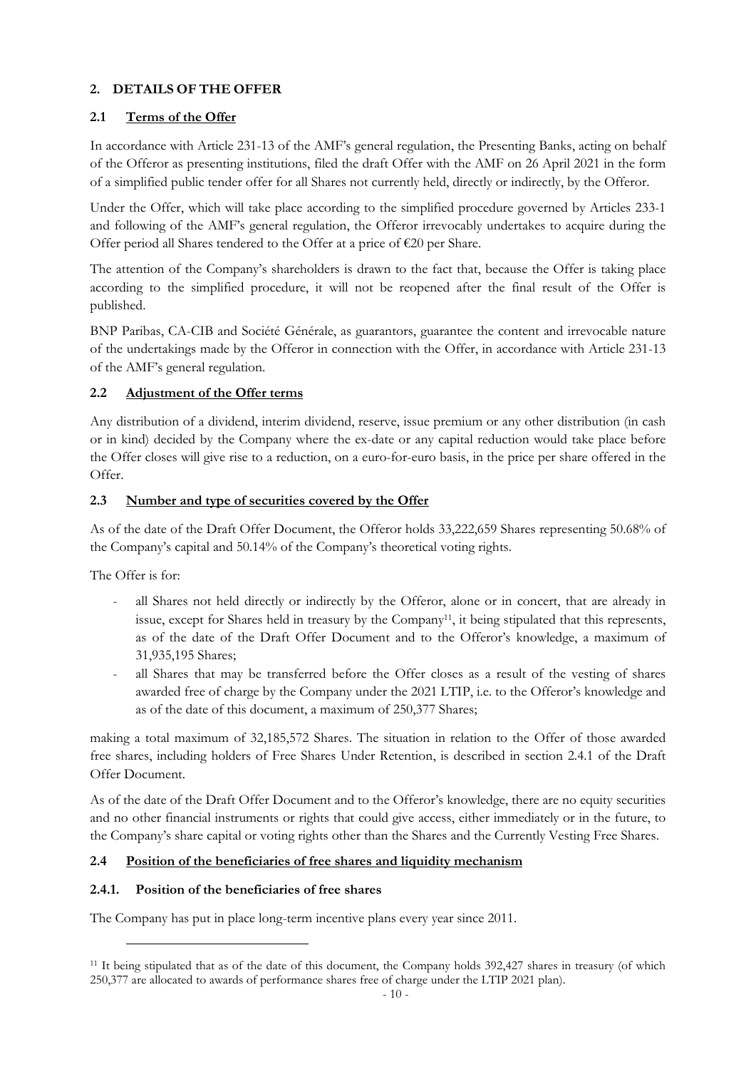## 2. DETAILS OF THE OFFER

### 2.1 Terms of the Offer

In accordance with Article 231-13 of the AMF's general regulation, the Presenting Banks, acting on behalf of the Offeror as presenting institutions, filed the draft Offer with the AMF on 26 April 2021 in the form of a simplified public tender offer for all Shares not currently held, directly or indirectly, by the Offeror.

Under the Offer, which will take place according to the simplified procedure governed by Articles 233-1 and following of the AMF's general regulation, the Offeror irrevocably undertakes to acquire during the Offer period all Shares tendered to the Offer at a price of €20 per Share.

The attention of the Company's shareholders is drawn to the fact that, because the Offer is taking place according to the simplified procedure, it will not be reopened after the final result of the Offer is published.

BNP Paribas, CA-CIB and Société Générale, as guarantors, guarantee the content and irrevocable nature of the undertakings made by the Offeror in connection with the Offer, in accordance with Article 231-13 of the AMF's general regulation.

### 2.2 Adjustment of the Offer terms

Any distribution of a dividend, interim dividend, reserve, issue premium or any other distribution (in cash or in kind) decided by the Company where the ex-date or any capital reduction would take place before the Offer closes will give rise to a reduction, on a euro-for-euro basis, in the price per share offered in the Offer.

### 2.3 Number and type of securities covered by the Offer

As of the date of the Draft Offer Document, the Offeror holds 33,222,659 Shares representing 50.68% of the Company's capital and 50.14% of the Company's theoretical voting rights.

The Offer is for:

- all Shares not held directly or indirectly by the Offeror, alone or in concert, that are already in issue, except for Shares held in treasury by the Company[11], it being stipulated that this represents, as of the date of the Draft Offer Document and to the Offeror's knowledge, a maximum of 31,935,195 Shares;
- all Shares that may be transferred before the Offer closes as a result of the vesting of shares awarded free of charge by the Company under the 2021 LTIP, i.e. to the Offeror's knowledge and as of the date of this document, a maximum of 250,377 Shares;

making a total maximum of 32,185,572 Shares. The situation in relation to the Offer of those awarded free shares, including holders of Free Shares Under Retention, is described in section 2.4.1 of the Draft Offer Document.

As of the date of the Draft Offer Document and to the Offeror's knowledge, there are no equity securities and no other financial instruments or rights that could give access, either immediately or in the future, to the Company's share capital or voting rights other than the Shares and the Currently Vesting Free Shares.

### 2.4 Position of the beneficiaries of free shares and liquidity mechanism

#### 2.4.1. Position of the beneficiaries of free shares

The Company has put in place long-term incentive plans every year since 2011.

[11] It being stipulated that as of the date of this document, the Company holds 392,427 shares in treasury (of which 250,377 are allocated to awards of performance shares free of charge under the LTIP 2021 plan).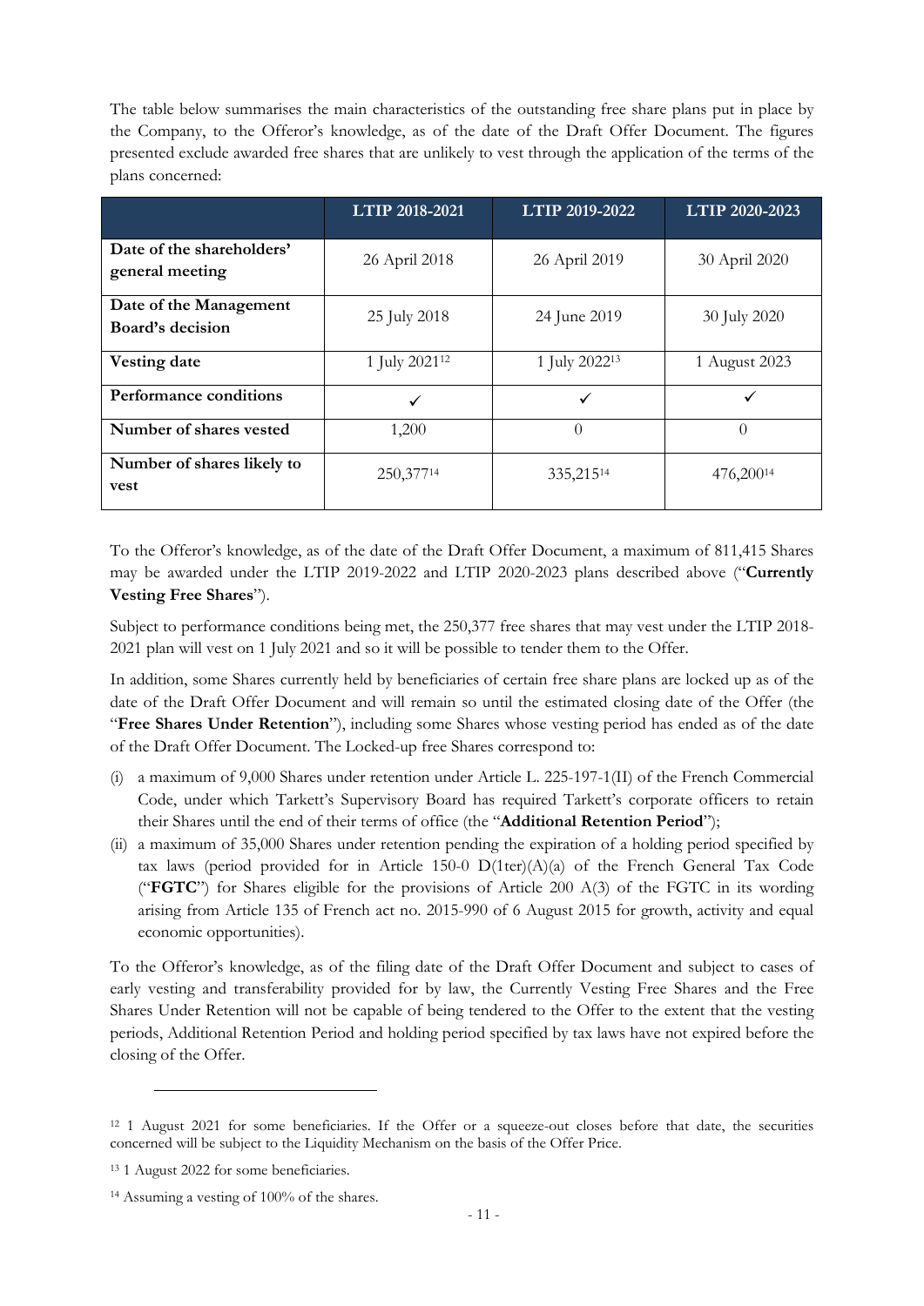The table below summarises the main characteristics of the outstanding free share plans put in place by the Company, to the Offeror's knowledge, as of the date of the Draft Offer Document. The figures presented exclude awarded free shares that are unlikely to vest through the application of the terms of the plans concerned:

| | LTIP 2018-2021 | LTIP 2019-2022 | LTIP 2020-2023 |
|---|---|---|---|
| **Date of the shareholders' general meeting** | 26 April 2018 | 26 April 2019 | 30 April 2020 |
| **Date of the Management Board's decision** | 25 July 2018 | 24 June 2019 | 30 July 2020 |
| **Vesting date** | 1 July 2021[12] | 1 July 2022[13] | 1 August 2023 |
| **Performance conditions** | ✓ | ✓ | ✓ |
| **Number of shares vested** | 1,200 | 0 | 0 |
| **Number of shares likely to vest** | 250,377[14] | 335,215[14] | 476,200[14] |

To the Offeror's knowledge, as of the date of the Draft Offer Document, a maximum of 811,415 Shares may be awarded under the LTIP 2019-2022 and LTIP 2020-2023 plans described above ("**Currently Vesting Free Shares**").

Subject to performance conditions being met, the 250,377 free shares that may vest under the LTIP 2018-2021 plan will vest on 1 July 2021 and so it will be possible to tender them to the Offer.

In addition, some Shares currently held by beneficiaries of certain free share plans are locked up as of the date of the Draft Offer Document and will remain so until the estimated closing date of the Offer (the "**Free Shares Under Retention**"), including some Shares whose vesting period has ended as of the date of the Draft Offer Document. The Locked-up free Shares correspond to:

(i) a maximum of 9,000 Shares under retention under Article L. 225-197-1(II) of the French Commercial Code, under which Tarkett's Supervisory Board has required Tarkett's corporate officers to retain their Shares until the end of their terms of office (the "**Additional Retention Period**");

(ii) a maximum of 35,000 Shares under retention pending the expiration of a holding period specified by tax laws (period provided for in Article 150-0 D(1ter)(A)(a) of the French General Tax Code ("**FGTC**") for Shares eligible for the provisions of Article 200 A(3) of the FGTC in its wording arising from Article 135 of French act no. 2015-990 of 6 August 2015 for growth, activity and equal economic opportunities).

To the Offeror's knowledge, as of the filing date of the Draft Offer Document and subject to cases of early vesting and transferability provided for by law, the Currently Vesting Free Shares and the Free Shares Under Retention will not be capable of being tendered to the Offer to the extent that the vesting periods, Additional Retention Period and holding period specified by tax laws have not expired before the closing of the Offer.

---

[12] 1 August 2021 for some beneficiaries. If the Offer or a squeeze-out closes before that date, the securities concerned will be subject to the Liquidity Mechanism on the basis of the Offer Price.

[13] 1 August 2022 for some beneficiaries.

[14] Assuming a vesting of 100% of the shares.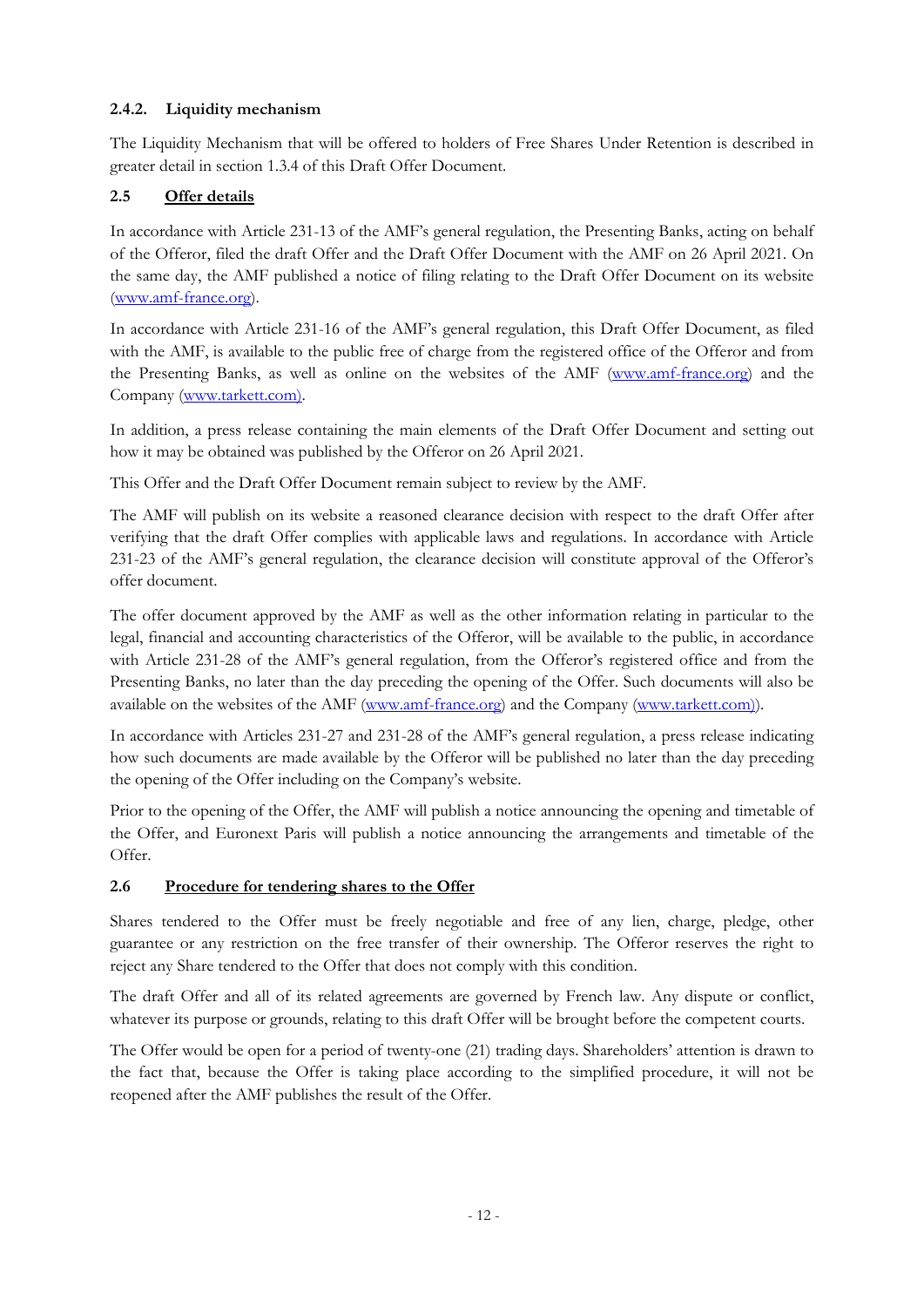#### 2.4.2. Liquidity mechanism

The Liquidity Mechanism that will be offered to holders of Free Shares Under Retention is described in greater detail in section 1.3.4 of this Draft Offer Document.

### 2.5 Offer details

In accordance with Article 231-13 of the AMF's general regulation, the Presenting Banks, acting on behalf of the Offeror, filed the draft Offer and the Draft Offer Document with the AMF on 26 April 2021. On the same day, the AMF published a notice of filing relating to the Draft Offer Document on its website (www.amf-france.org).

In accordance with Article 231-16 of the AMF's general regulation, this Draft Offer Document, as filed with the AMF, is available to the public free of charge from the registered office of the Offeror and from the Presenting Banks, as well as online on the websites of the AMF (www.amf-france.org) and the Company (www.tarkett.com).

In addition, a press release containing the main elements of the Draft Offer Document and setting out how it may be obtained was published by the Offeror on 26 April 2021.

This Offer and the Draft Offer Document remain subject to review by the AMF.

The AMF will publish on its website a reasoned clearance decision with respect to the draft Offer after verifying that the draft Offer complies with applicable laws and regulations. In accordance with Article 231-23 of the AMF's general regulation, the clearance decision will constitute approval of the Offeror's offer document.

The offer document approved by the AMF as well as the other information relating in particular to the legal, financial and accounting characteristics of the Offeror, will be available to the public, in accordance with Article 231-28 of the AMF's general regulation, from the Offeror's registered office and from the Presenting Banks, no later than the day preceding the opening of the Offer. Such documents will also be available on the websites of the AMF (www.amf-france.org) and the Company (www.tarkett.com)).

In accordance with Articles 231-27 and 231-28 of the AMF's general regulation, a press release indicating how such documents are made available by the Offeror will be published no later than the day preceding the opening of the Offer including on the Company's website.

Prior to the opening of the Offer, the AMF will publish a notice announcing the opening and timetable of the Offer, and Euronext Paris will publish a notice announcing the arrangements and timetable of the Offer.

### 2.6 Procedure for tendering shares to the Offer

Shares tendered to the Offer must be freely negotiable and free of any lien, charge, pledge, other guarantee or any restriction on the free transfer of their ownership. The Offeror reserves the right to reject any Share tendered to the Offer that does not comply with this condition.

The draft Offer and all of its related agreements are governed by French law. Any dispute or conflict, whatever its purpose or grounds, relating to this draft Offer will be brought before the competent courts.

The Offer would be open for a period of twenty-one (21) trading days. Shareholders' attention is drawn to the fact that, because the Offer is taking place according to the simplified procedure, it will not be reopened after the AMF publishes the result of the Offer.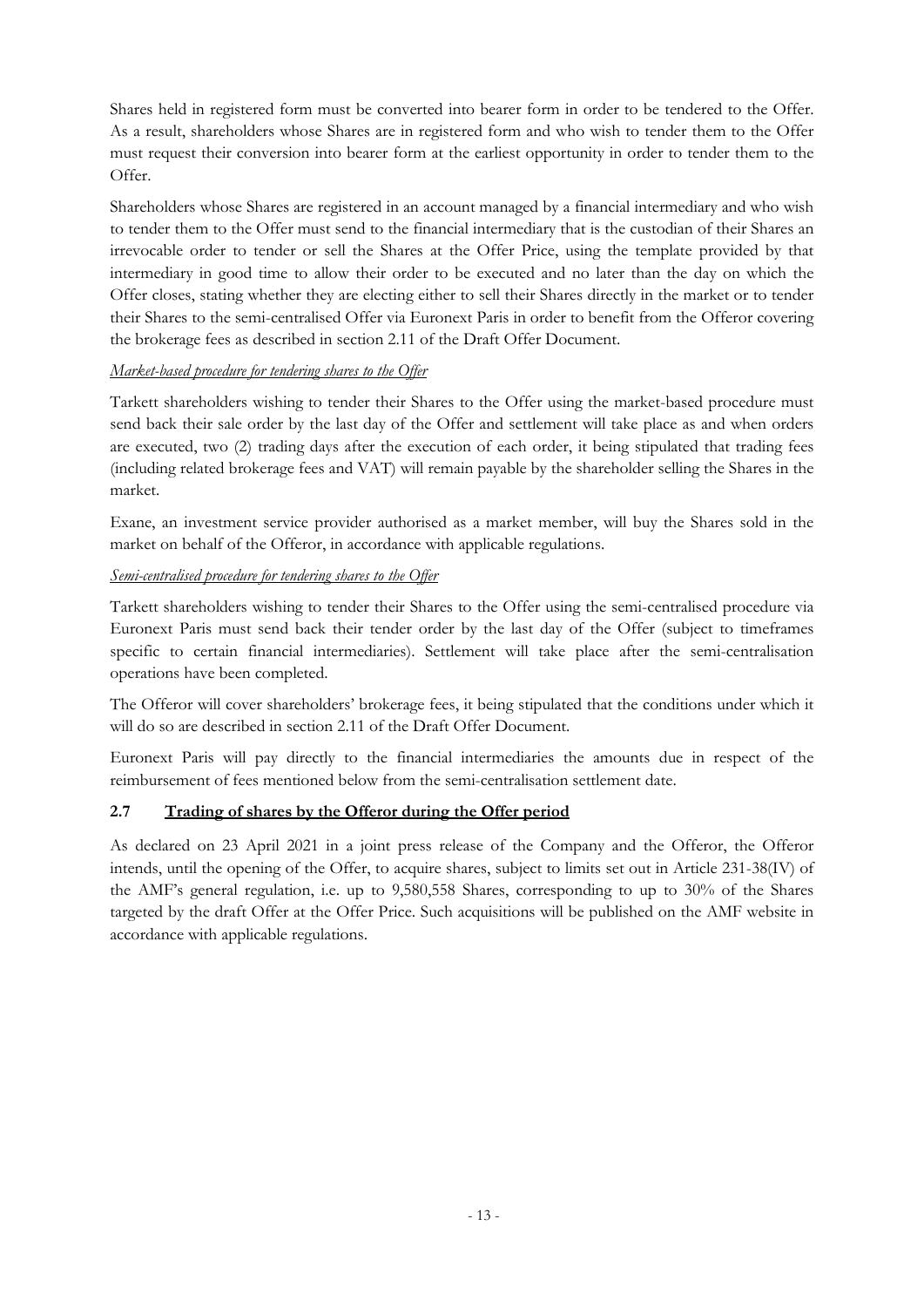Shares held in registered form must be converted into bearer form in order to be tendered to the Offer. As a result, shareholders whose Shares are in registered form and who wish to tender them to the Offer must request their conversion into bearer form at the earliest opportunity in order to tender them to the Offer.

Shareholders whose Shares are registered in an account managed by a financial intermediary and who wish to tender them to the Offer must send to the financial intermediary that is the custodian of their Shares an irrevocable order to tender or sell the Shares at the Offer Price, using the template provided by that intermediary in good time to allow their order to be executed and no later than the day on which the Offer closes, stating whether they are electing either to sell their Shares directly in the market or to tender their Shares to the semi-centralised Offer via Euronext Paris in order to benefit from the Offeror covering the brokerage fees as described in section 2.11 of the Draft Offer Document.

*Market-based procedure for tendering shares to the Offer*

Tarkett shareholders wishing to tender their Shares to the Offer using the market-based procedure must send back their sale order by the last day of the Offer and settlement will take place as and when orders are executed, two (2) trading days after the execution of each order, it being stipulated that trading fees (including related brokerage fees and VAT) will remain payable by the shareholder selling the Shares in the market.

Exane, an investment service provider authorised as a market member, will buy the Shares sold in the market on behalf of the Offeror, in accordance with applicable regulations.

*Semi-centralised procedure for tendering shares to the Offer*

Tarkett shareholders wishing to tender their Shares to the Offer using the semi-centralised procedure via Euronext Paris must send back their tender order by the last day of the Offer (subject to timeframes specific to certain financial intermediaries). Settlement will take place after the semi-centralisation operations have been completed.

The Offeror will cover shareholders' brokerage fees, it being stipulated that the conditions under which it will do so are described in section 2.11 of the Draft Offer Document.

Euronext Paris will pay directly to the financial intermediaries the amounts due in respect of the reimbursement of fees mentioned below from the semi-centralisation settlement date.

## 2.7 Trading of shares by the Offeror during the Offer period

As declared on 23 April 2021 in a joint press release of the Company and the Offeror, the Offeror intends, until the opening of the Offer, to acquire shares, subject to limits set out in Article 231-38(IV) of the AMF's general regulation, i.e. up to 9,580,558 Shares, corresponding to up to 30% of the Shares targeted by the draft Offer at the Offer Price. Such acquisitions will be published on the AMF website in accordance with applicable regulations.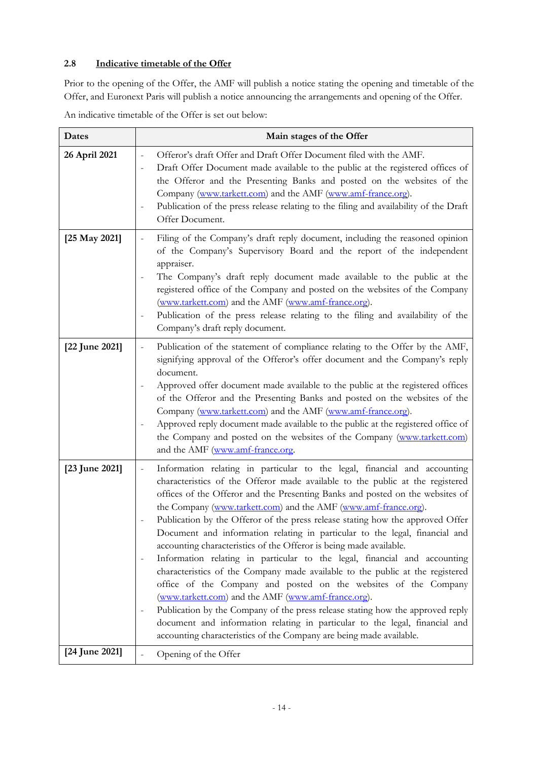### 2.8 Indicative timetable of the Offer

Prior to the opening of the Offer, the AMF will publish a notice stating the opening and timetable of the Offer, and Euronext Paris will publish a notice announcing the arrangements and opening of the Offer.

An indicative timetable of the Offer is set out below:

| Dates | Main stages of the Offer |
|---|---|
| 26 April 2021 | - Offeror's draft Offer and Draft Offer Document filed with the AMF.<br>- Draft Offer Document made available to the public at the registered offices of the Offeror and the Presenting Banks and posted on the websites of the Company (www.tarkett.com) and the AMF (www.amf-france.org).<br>- Publication of the press release relating to the filing and availability of the Draft Offer Document. |
| [25 May 2021] | - Filing of the Company's draft reply document, including the reasoned opinion of the Company's Supervisory Board and the report of the independent appraiser.<br>- The Company's draft reply document made available to the public at the registered office of the Company and posted on the websites of the Company (www.tarkett.com) and the AMF (www.amf-france.org).<br>- Publication of the press release relating to the filing and availability of the Company's draft reply document. |
| [22 June 2021] | - Publication of the statement of compliance relating to the Offer by the AMF, signifying approval of the Offeror's offer document and the Company's reply document.<br>- Approved offer document made available to the public at the registered offices of the Offeror and the Presenting Banks and posted on the websites of the Company (www.tarkett.com) and the AMF (www.amf-france.org).<br>- Approved reply document made available to the public at the registered office of the Company and posted on the websites of the Company (www.tarkett.com) and the AMF (www.amf-france.org. |
| [23 June 2021] | - Information relating in particular to the legal, financial and accounting characteristics of the Offeror made available to the public at the registered offices of the Offeror and the Presenting Banks and posted on the websites of the Company (www.tarkett.com) and the AMF (www.amf-france.org).<br>- Publication by the Offeror of the press release stating how the approved Offer Document and information relating in particular to the legal, financial and accounting characteristics of the Offeror is being made available.<br>- Information relating in particular to the legal, financial and accounting characteristics of the Company made available to the public at the registered office of the Company and posted on the websites of the Company (www.tarkett.com) and the AMF (www.amf-france.org).<br>- Publication by the Company of the press release stating how the approved reply document and information relating in particular to the legal, financial and accounting characteristics of the Company are being made available. |
| [24 June 2021] | - Opening of the Offer |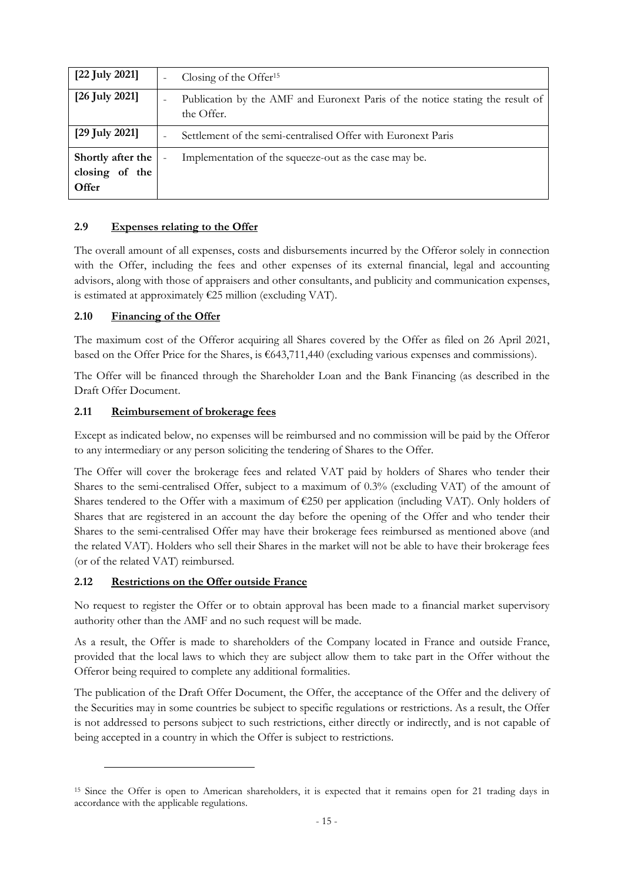| | |
|---|---|
| **[22 July 2021]** | - Closing of the Offer[15] |
| **[26 July 2021]** | - Publication by the AMF and Euronext Paris of the notice stating the result of the Offer. |
| **[29 July 2021]** | - Settlement of the semi-centralised Offer with Euronext Paris |
| **Shortly after the closing of the Offer** | - Implementation of the squeeze-out as the case may be. |

### 2.9 Expenses relating to the Offer

The overall amount of all expenses, costs and disbursements incurred by the Offeror solely in connection with the Offer, including the fees and other expenses of its external financial, legal and accounting advisors, along with those of appraisers and other consultants, and publicity and communication expenses, is estimated at approximately €25 million (excluding VAT).

### 2.10 Financing of the Offer

The maximum cost of the Offeror acquiring all Shares covered by the Offer as filed on 26 April 2021, based on the Offer Price for the Shares, is €643,711,440 (excluding various expenses and commissions).

The Offer will be financed through the Shareholder Loan and the Bank Financing (as described in the Draft Offer Document.

### 2.11 Reimbursement of brokerage fees

Except as indicated below, no expenses will be reimbursed and no commission will be paid by the Offeror to any intermediary or any person soliciting the tendering of Shares to the Offer.

The Offer will cover the brokerage fees and related VAT paid by holders of Shares who tender their Shares to the semi-centralised Offer, subject to a maximum of 0.3% (excluding VAT) of the amount of Shares tendered to the Offer with a maximum of €250 per application (including VAT). Only holders of Shares that are registered in an account the day before the opening of the Offer and who tender their Shares to the semi-centralised Offer may have their brokerage fees reimbursed as mentioned above (and the related VAT). Holders who sell their Shares in the market will not be able to have their brokerage fees (or of the related VAT) reimbursed.

### 2.12 Restrictions on the Offer outside France

No request to register the Offer or to obtain approval has been made to a financial market supervisory authority other than the AMF and no such request will be made.

As a result, the Offer is made to shareholders of the Company located in France and outside France, provided that the local laws to which they are subject allow them to take part in the Offer without the Offeror being required to complete any additional formalities.

The publication of the Draft Offer Document, the Offer, the acceptance of the Offer and the delivery of the Securities may in some countries be subject to specific regulations or restrictions. As a result, the Offer is not addressed to persons subject to such restrictions, either directly or indirectly, and is not capable of being accepted in a country in which the Offer is subject to restrictions.

---

[15] Since the Offer is open to American shareholders, it is expected that it remains open for 21 trading days in accordance with the applicable regulations.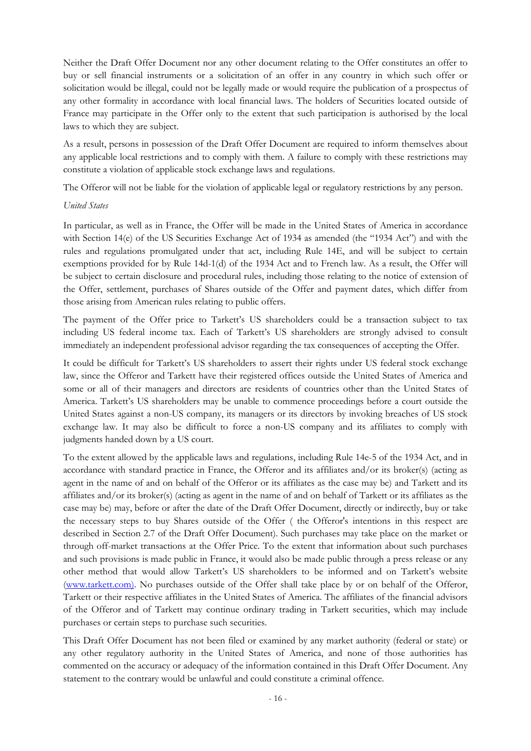Neither the Draft Offer Document nor any other document relating to the Offer constitutes an offer to buy or sell financial instruments or a solicitation of an offer in any country in which such offer or solicitation would be illegal, could not be legally made or would require the publication of a prospectus of any other formality in accordance with local financial laws. The holders of Securities located outside of France may participate in the Offer only to the extent that such participation is authorised by the local laws to which they are subject.

As a result, persons in possession of the Draft Offer Document are required to inform themselves about any applicable local restrictions and to comply with them. A failure to comply with these restrictions may constitute a violation of applicable stock exchange laws and regulations.

The Offeror will not be liable for the violation of applicable legal or regulatory restrictions by any person.

*United States*

In particular, as well as in France, the Offer will be made in the United States of America in accordance with Section 14(e) of the US Securities Exchange Act of 1934 as amended (the "1934 Act") and with the rules and regulations promulgated under that act, including Rule 14E, and will be subject to certain exemptions provided for by Rule 14d-1(d) of the 1934 Act and to French law. As a result, the Offer will be subject to certain disclosure and procedural rules, including those relating to the notice of extension of the Offer, settlement, purchases of Shares outside of the Offer and payment dates, which differ from those arising from American rules relating to public offers.

The payment of the Offer price to Tarkett's US shareholders could be a transaction subject to tax including US federal income tax. Each of Tarkett's US shareholders are strongly advised to consult immediately an independent professional advisor regarding the tax consequences of accepting the Offer.

It could be difficult for Tarkett's US shareholders to assert their rights under US federal stock exchange law, since the Offeror and Tarkett have their registered offices outside the United States of America and some or all of their managers and directors are residents of countries other than the United States of America. Tarkett's US shareholders may be unable to commence proceedings before a court outside the United States against a non-US company, its managers or its directors by invoking breaches of US stock exchange law. It may also be difficult to force a non-US company and its affiliates to comply with judgments handed down by a US court.

To the extent allowed by the applicable laws and regulations, including Rule 14e-5 of the 1934 Act, and in accordance with standard practice in France, the Offeror and its affiliates and/or its broker(s) (acting as agent in the name of and on behalf of the Offeror or its affiliates as the case may be) and Tarkett and its affiliates and/or its broker(s) (acting as agent in the name of and on behalf of Tarkett or its affiliates as the case may be) may, before or after the date of the Draft Offer Document, directly or indirectly, buy or take the necessary steps to buy Shares outside of the Offer ( the Offeror's intentions in this respect are described in Section 2.7 of the Draft Offer Document). Such purchases may take place on the market or through off-market transactions at the Offer Price. To the extent that information about such purchases and such provisions is made public in France, it would also be made public through a press release or any other method that would allow Tarkett's US shareholders to be informed and on Tarkett's website (www.tarkett.com). No purchases outside of the Offer shall take place by or on behalf of the Offeror, Tarkett or their respective affiliates in the United States of America. The affiliates of the financial advisors of the Offeror and of Tarkett may continue ordinary trading in Tarkett securities, which may include purchases or certain steps to purchase such securities.

This Draft Offer Document has not been filed or examined by any market authority (federal or state) or any other regulatory authority in the United States of America, and none of those authorities has commented on the accuracy or adequacy of the information contained in this Draft Offer Document. Any statement to the contrary would be unlawful and could constitute a criminal offence.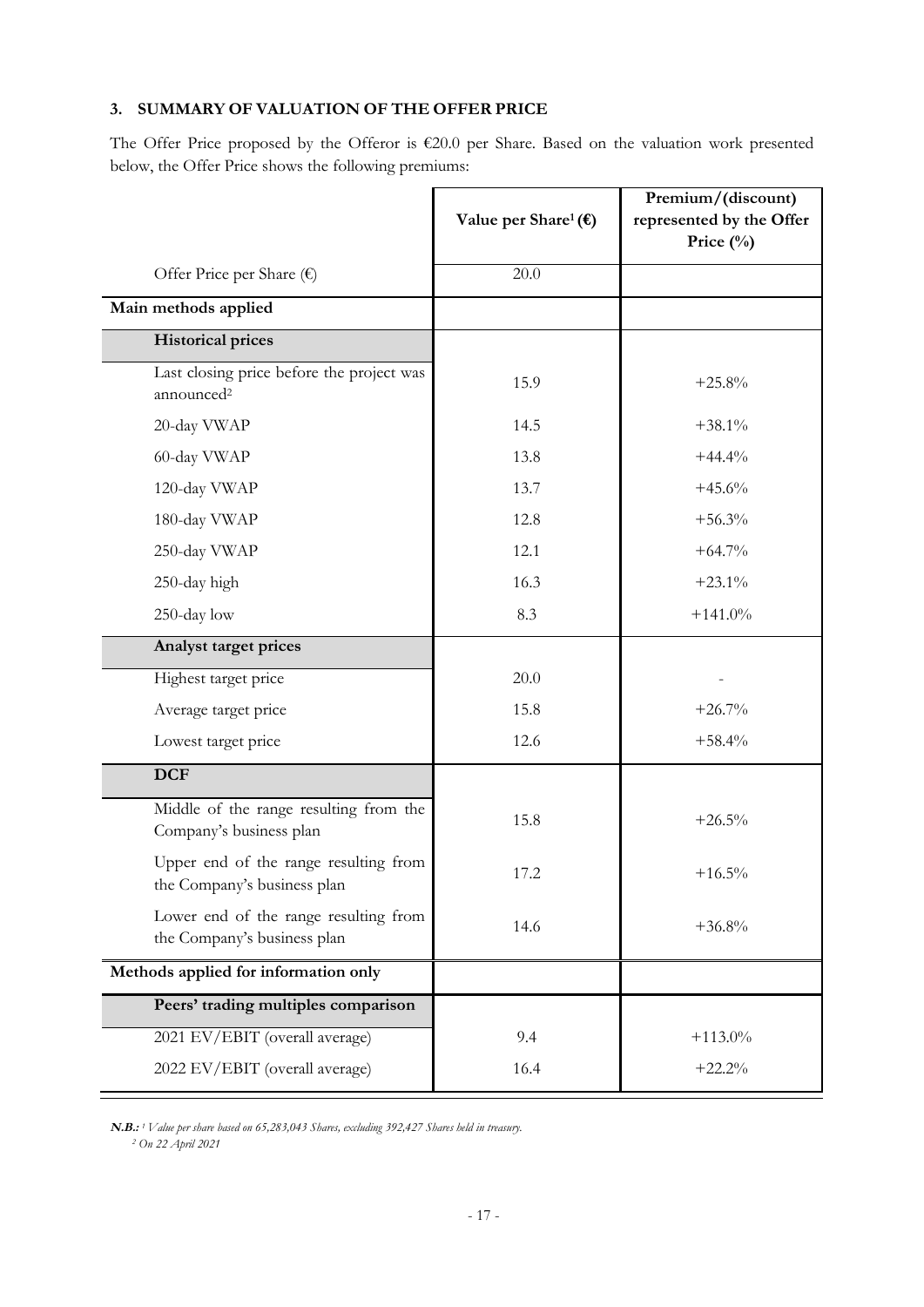### 3. SUMMARY OF VALUATION OF THE OFFER PRICE

The Offer Price proposed by the Offeror is €20.0 per Share. Based on the valuation work presented below, the Offer Price shows the following premiums:

| | Value per Share[1] (€) | Premium/(discount) represented by the Offer Price (%) |
|---|---|---|
| Offer Price per Share (€) | 20.0 | |
| **Main methods applied** | | |
| **Historical prices** | | |
| Last closing price before the project was announced[2] | 15.9 | +25.8% |
| 20-day VWAP | 14.5 | +38.1% |
| 60-day VWAP | 13.8 | +44.4% |
| 120-day VWAP | 13.7 | +45.6% |
| 180-day VWAP | 12.8 | +56.3% |
| 250-day VWAP | 12.1 | +64.7% |
| 250-day high | 16.3 | +23.1% |
| 250-day low | 8.3 | +141.0% |
| **Analyst target prices** | | |
| Highest target price | 20.0 | - |
| Average target price | 15.8 | +26.7% |
| Lowest target price | 12.6 | +58.4% |
| **DCF** | | |
| Middle of the range resulting from the Company's business plan | 15.8 | +26.5% |
| Upper end of the range resulting from the Company's business plan | 17.2 | +16.5% |
| Lower end of the range resulting from the Company's business plan | 14.6 | +36.8% |
| **Methods applied for information only** | | |
| **Peers' trading multiples comparison** | | |
| 2021 EV/EBIT (overall average) | 9.4 | +113.0% |
| 2022 EV/EBIT (overall average) | 16.4 | +22.2% |

***N.B.:*** *[1] Value per share based on 65,283,043 Shares, excluding 392,427 Shares held in treasury.*
*[2] On 22 April 2021*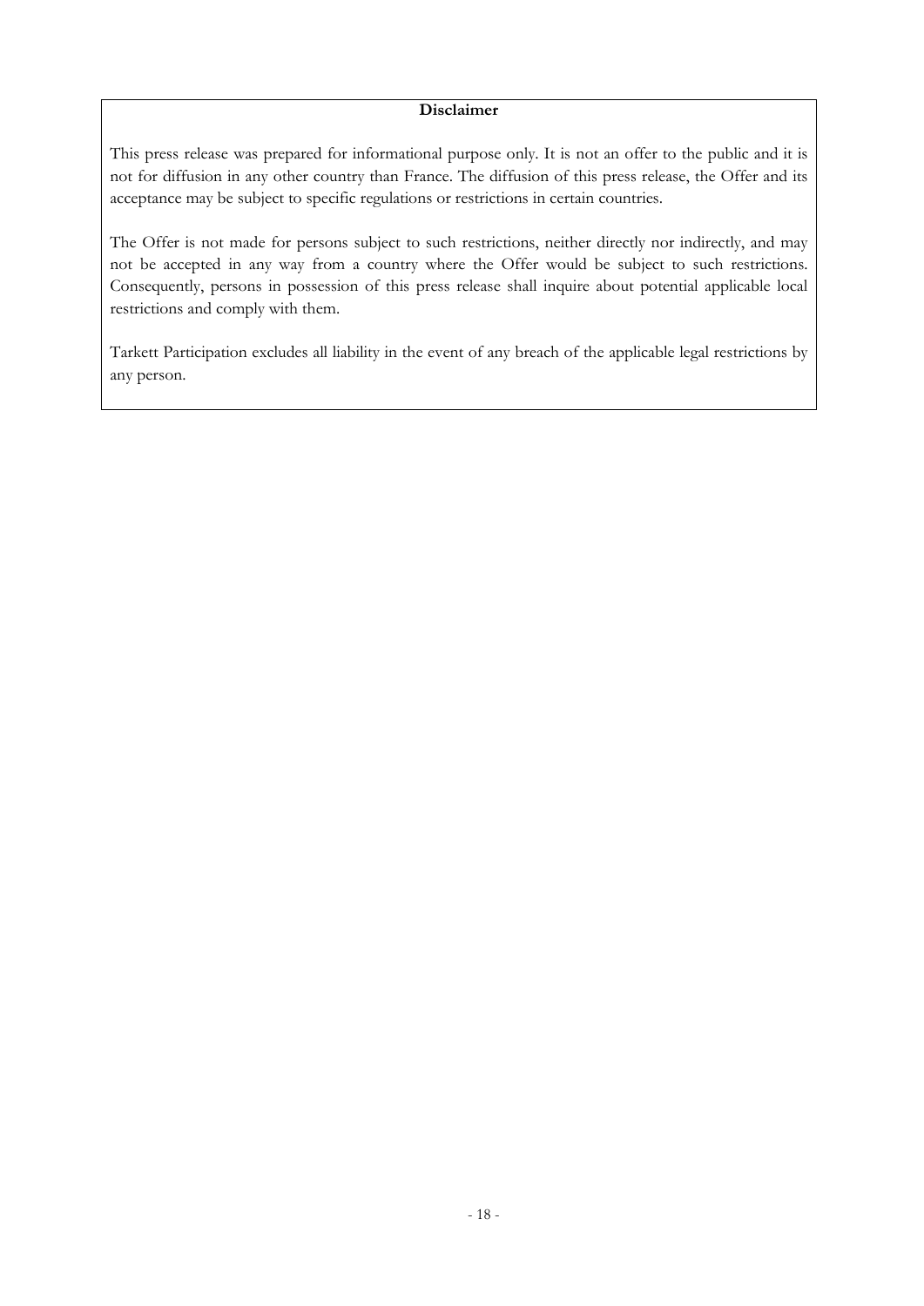**Disclaimer**

This press release was prepared for informational purpose only. It is not an offer to the public and it is not for diffusion in any other country than France. The diffusion of this press release, the Offer and its acceptance may be subject to specific regulations or restrictions in certain countries.

The Offer is not made for persons subject to such restrictions, neither directly nor indirectly, and may not be accepted in any way from a country where the Offer would be subject to such restrictions. Consequently, persons in possession of this press release shall inquire about potential applicable local restrictions and comply with them.

Tarkett Participation excludes all liability in the event of any breach of the applicable legal restrictions by any person.